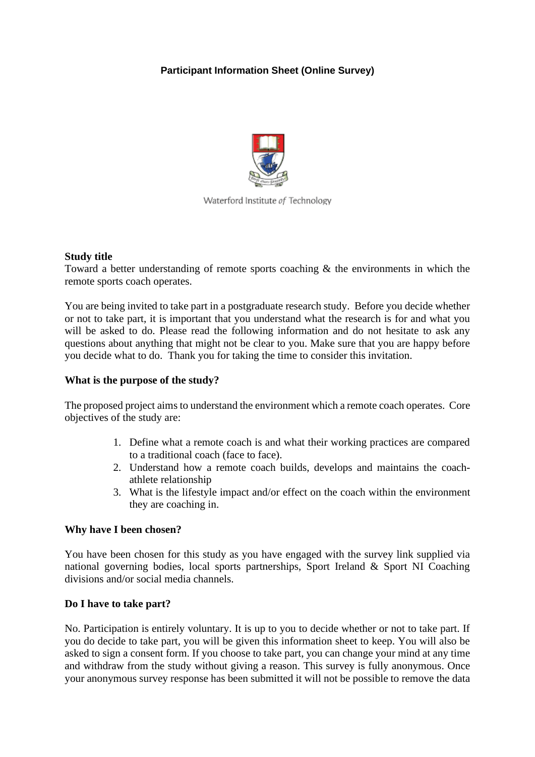# Participant Information Sheet (Online Survey)

Waterford Institute *of* Technology

**Study title**

Toward a better understanding of remote sports coaching & the environments in which the remote sports coach operates.

You are being invited to take part in a postgraduate research study. Before you decide whether or not to take part, it is important that you understand what the research is for and what you will be asked to do. Please read the following information and do not hesitate to ask any questions about anything that might not be clear to you. Make sure that you are happy before you decide what to do. Thank you for taking the time to consider this invitation.

**What is the purpose of the study?**

The proposed project aims to understand the environment which a remote coach operates. Core objectives of the study are:

1. Define what a remote coach is and what their working practices are compared to a traditional coach (face to face).
2. Understand how a remote coach builds, develops and maintains the coach-athlete relationship
3. What is the lifestyle impact and/or effect on the coach within the environment they are coaching in.

**Why have I been chosen?**

You have been chosen for this study as you have engaged with the survey link supplied via national governing bodies, local sports partnerships, Sport Ireland & Sport NI Coaching divisions and/or social media channels.

**Do I have to take part?**

No. Participation is entirely voluntary. It is up to you to decide whether or not to take part. If you do decide to take part, you will be given this information sheet to keep. You will also be asked to sign a consent form. If you choose to take part, you can change your mind at any time and withdraw from the study without giving a reason. This survey is fully anonymous. Once your anonymous survey response has been submitted it will not be possible to remove the data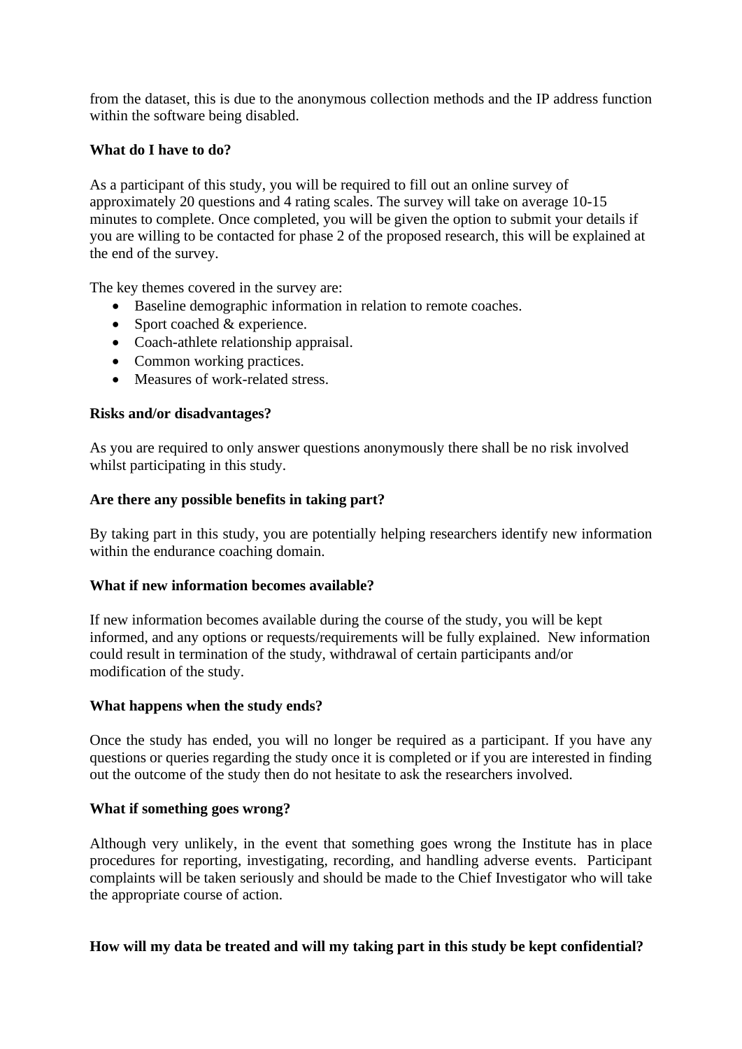from the dataset, this is due to the anonymous collection methods and the IP address function within the software being disabled.

**What do I have to do?**

As a participant of this study, you will be required to fill out an online survey of approximately 20 questions and 4 rating scales. The survey will take on average 10-15 minutes to complete. Once completed, you will be given the option to submit your details if you are willing to be contacted for phase 2 of the proposed research, this will be explained at the end of the survey.

The key themes covered in the survey are:

- Baseline demographic information in relation to remote coaches.
- Sport coached & experience.
- Coach-athlete relationship appraisal.
- Common working practices.
- Measures of work-related stress.

**Risks and/or disadvantages?**

As you are required to only answer questions anonymously there shall be no risk involved whilst participating in this study.

**Are there any possible benefits in taking part?**

By taking part in this study, you are potentially helping researchers identify new information within the endurance coaching domain.

**What if new information becomes available?**

If new information becomes available during the course of the study, you will be kept informed, and any options or requests/requirements will be fully explained. New information could result in termination of the study, withdrawal of certain participants and/or modification of the study.

**What happens when the study ends?**

Once the study has ended, you will no longer be required as a participant. If you have any questions or queries regarding the study once it is completed or if you are interested in finding out the outcome of the study then do not hesitate to ask the researchers involved.

**What if something goes wrong?**

Although very unlikely, in the event that something goes wrong the Institute has in place procedures for reporting, investigating, recording, and handling adverse events. Participant complaints will be taken seriously and should be made to the Chief Investigator who will take the appropriate course of action.

**How will my data be treated and will my taking part in this study be kept confidential?**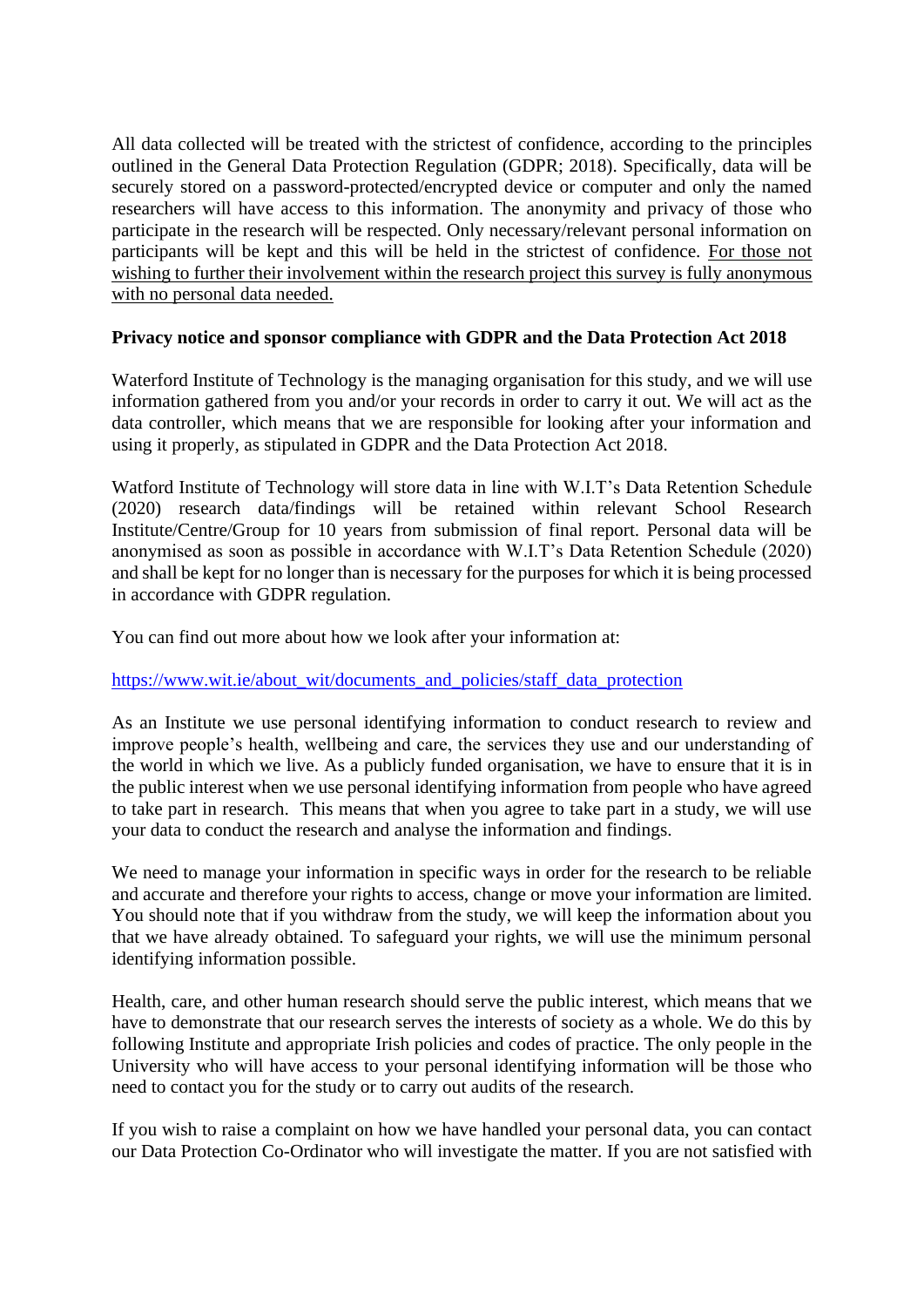All data collected will be treated with the strictest of confidence, according to the principles outlined in the General Data Protection Regulation (GDPR; 2018). Specifically, data will be securely stored on a password-protected/encrypted device or computer and only the named researchers will have access to this information. The anonymity and privacy of those who participate in the research will be respected. Only necessary/relevant personal information on participants will be kept and this will be held in the strictest of confidence. <u>For those not wishing to further their involvement within the research project this survey is fully anonymous with no personal data needed.</u>

**Privacy notice and sponsor compliance with GDPR and the Data Protection Act 2018**

Waterford Institute of Technology is the managing organisation for this study, and we will use information gathered from you and/or your records in order to carry it out. We will act as the data controller, which means that we are responsible for looking after your information and using it properly, as stipulated in GDPR and the Data Protection Act 2018.

Watford Institute of Technology will store data in line with W.I.T's Data Retention Schedule (2020) research data/findings will be retained within relevant School Research Institute/Centre/Group for 10 years from submission of final report. Personal data will be anonymised as soon as possible in accordance with W.I.T's Data Retention Schedule (2020) and shall be kept for no longer than is necessary for the purposes for which it is being processed in accordance with GDPR regulation.

You can find out more about how we look after your information at:

https://www.wit.ie/about_wit/documents_and_policies/staff_data_protection

As an Institute we use personal identifying information to conduct research to review and improve people's health, wellbeing and care, the services they use and our understanding of the world in which we live. As a publicly funded organisation, we have to ensure that it is in the public interest when we use personal identifying information from people who have agreed to take part in research. This means that when you agree to take part in a study, we will use your data to conduct the research and analyse the information and findings.

We need to manage your information in specific ways in order for the research to be reliable and accurate and therefore your rights to access, change or move your information are limited. You should note that if you withdraw from the study, we will keep the information about you that we have already obtained. To safeguard your rights, we will use the minimum personal identifying information possible.

Health, care, and other human research should serve the public interest, which means that we have to demonstrate that our research serves the interests of society as a whole. We do this by following Institute and appropriate Irish policies and codes of practice. The only people in the University who will have access to your personal identifying information will be those who need to contact you for the study or to carry out audits of the research.

If you wish to raise a complaint on how we have handled your personal data, you can contact our Data Protection Co-Ordinator who will investigate the matter. If you are not satisfied with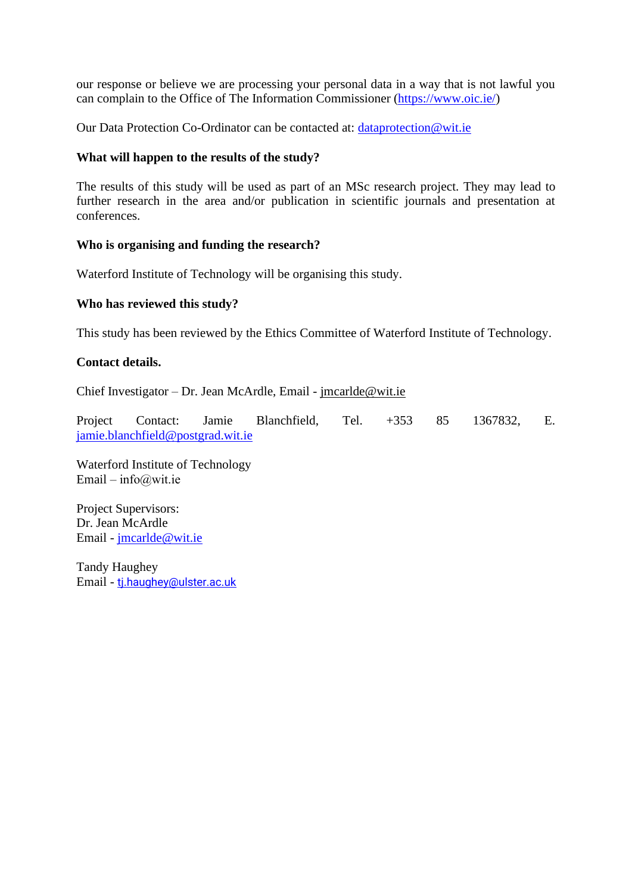our response or believe we are processing your personal data in a way that is not lawful you can complain to the Office of The Information Commissioner (https://www.oic.ie/)

Our Data Protection Co-Ordinator can be contacted at: dataprotection@wit.ie

**What will happen to the results of the study?**

The results of this study will be used as part of an MSc research project. They may lead to further research in the area and/or publication in scientific journals and presentation at conferences.

**Who is organising and funding the research?**

Waterford Institute of Technology will be organising this study.

**Who has reviewed this study?**

This study has been reviewed by the Ethics Committee of Waterford Institute of Technology.

**Contact details.**

Chief Investigator – Dr. Jean McArdle, Email - jmcarlde@wit.ie

Project Contact: Jamie Blanchfield, Tel. +353 85 1367832, E. jamie.blanchfield@postgrad.wit.ie

Waterford Institute of Technology
Email – info@wit.ie

Project Supervisors:
Dr. Jean McArdle
Email - jmcarlde@wit.ie

Tandy Haughey
Email - tj.haughey@ulster.ac.uk